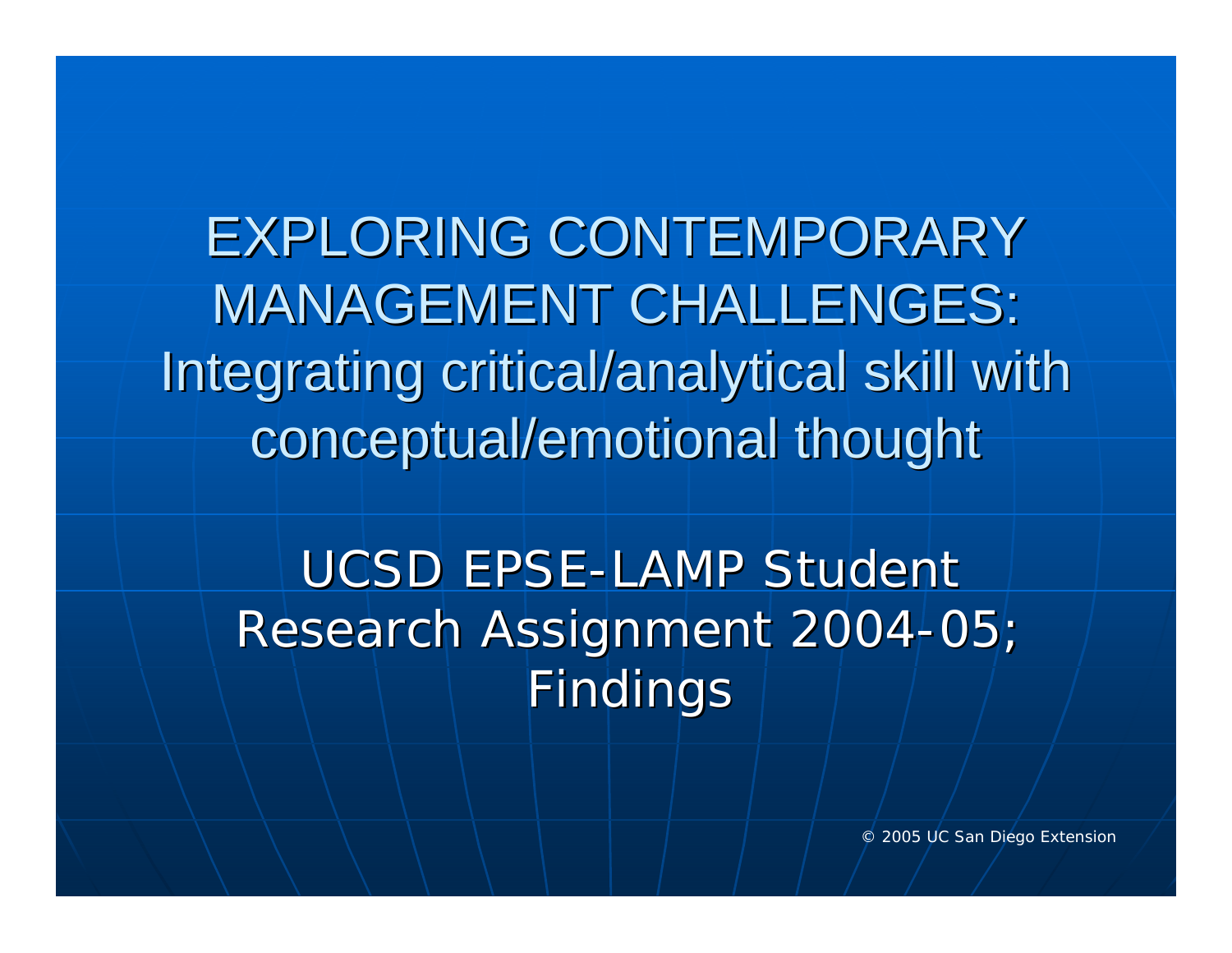# EXPLORING CONTEMPORARY MANAGEMENT CHALLENGES: Integrating critical/analytical skill with conceptual/emotional thought

## UCSD EPSE-LAMP Student Research Assignment 2004-05; Findings

© 2005 UC San Diego Extension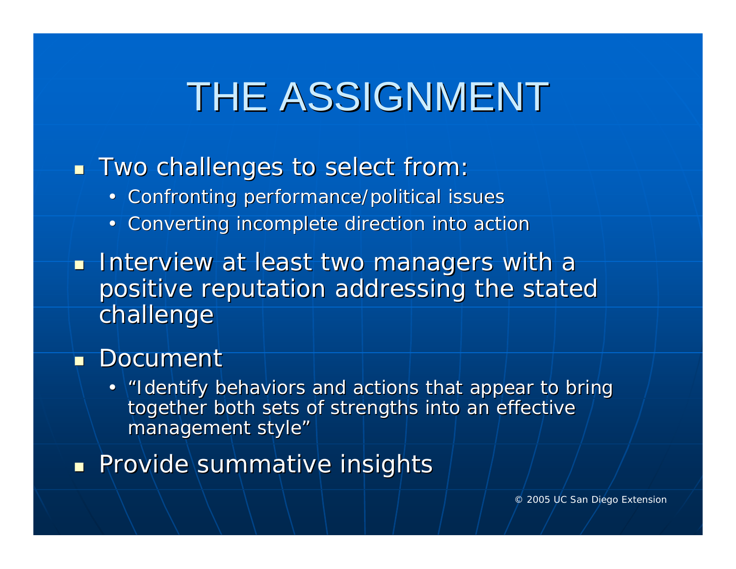# THE ASSIGNMENT

- Two challenges to select from:
  - Confronting performance/political issues
  - Converting incomplete direction into action
- Interview at least two managers with a positive reputation addressing the stated challenge
- Document
  - "Identify behaviors and actions that appear to bring together both sets of strengths into an effective management style"
- Provide summative insights

© 2005 UC San Diego Extension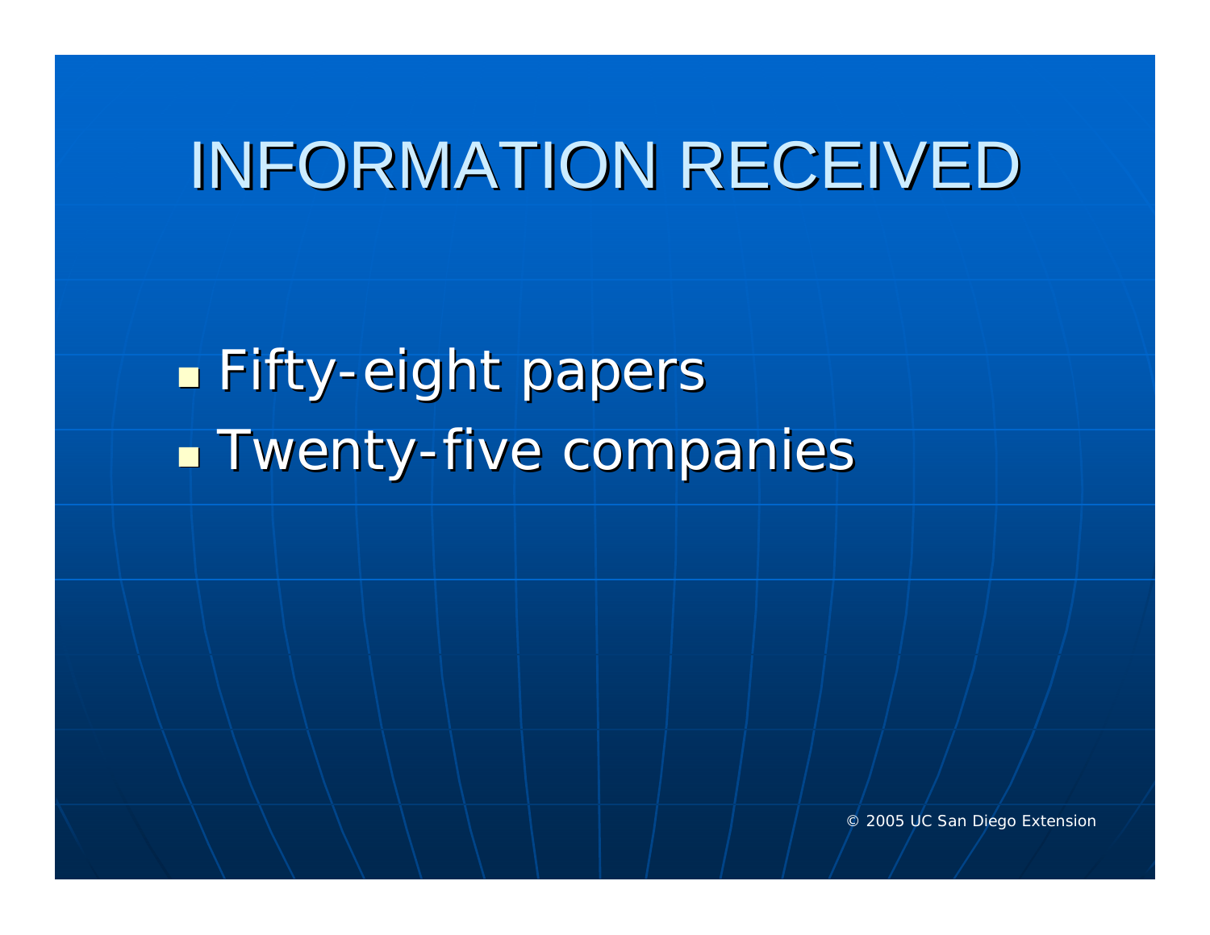# INFORMATION RECEIVED

- Fifty-eight papers
- Twenty-five companies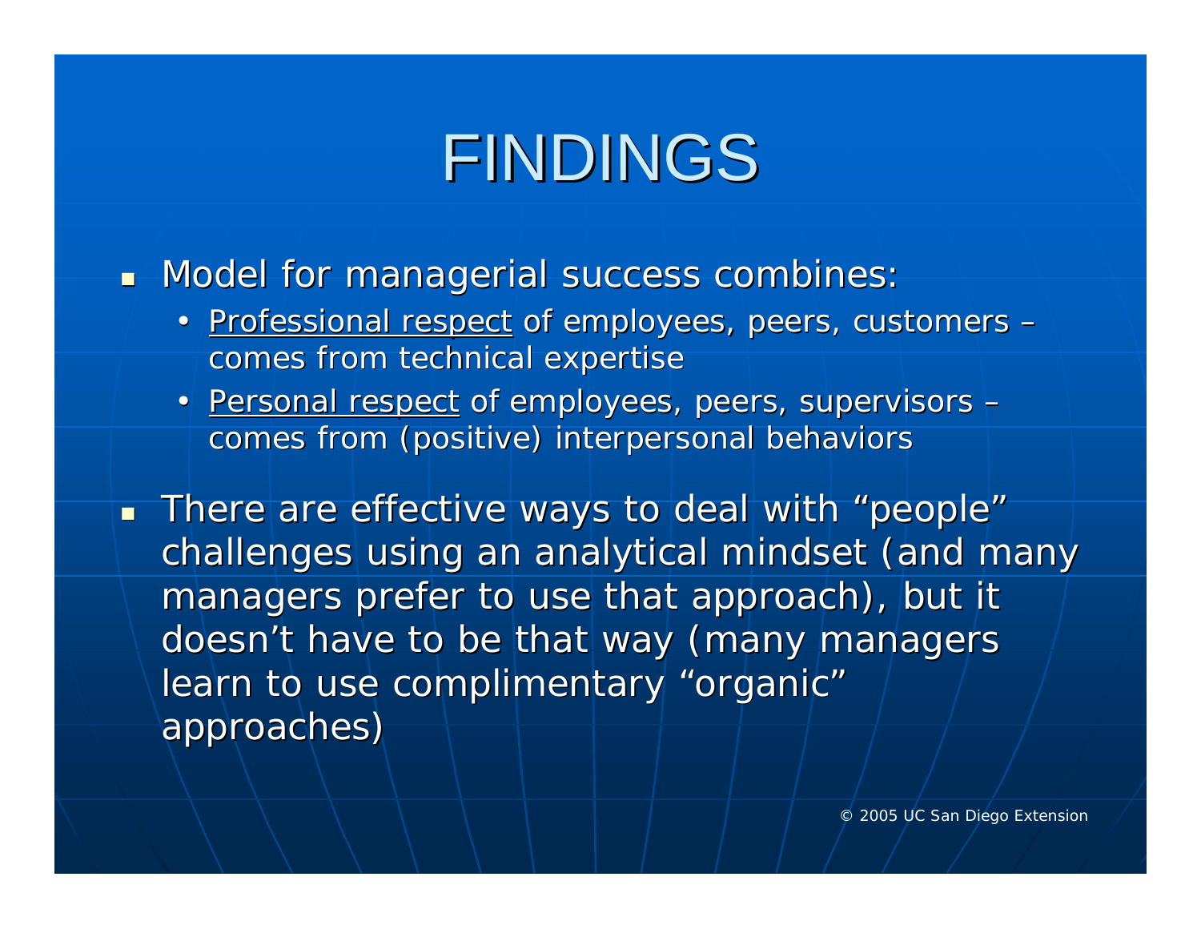# FINDINGS

- Model for managerial success combines:
  - Professional respect of employees, peers, customers – comes from technical expertise
  - Personal respect of employees, peers, supervisors – comes from (positive) interpersonal behaviors
- There are effective ways to deal with "people" challenges using an analytical mindset (and many managers prefer to use that approach), but it doesn't have to be that way (many managers learn to use complimentary "organic" approaches)

© 2005 UC San Diego Extension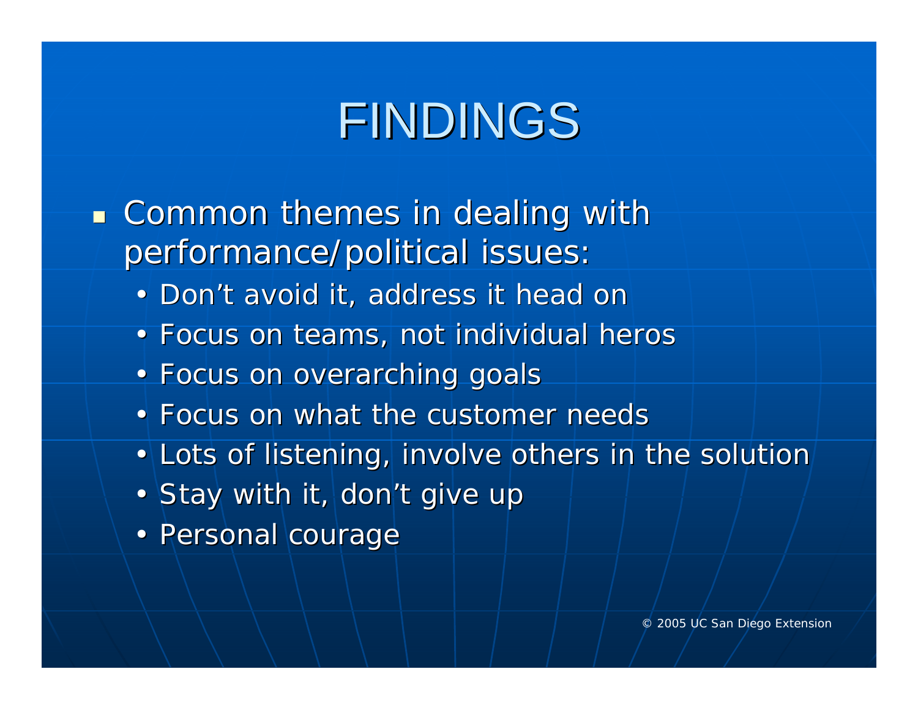# FINDINGS

- Common themes in dealing with performance/political issues:
  - Don’t avoid it, address it head on
  - Focus on teams, not individual heros
  - Focus on overarching goals
  - Focus on what the customer needs
  - Lots of listening, involve others in the solution
  - Stay with it, don’t give up
  - Personal courage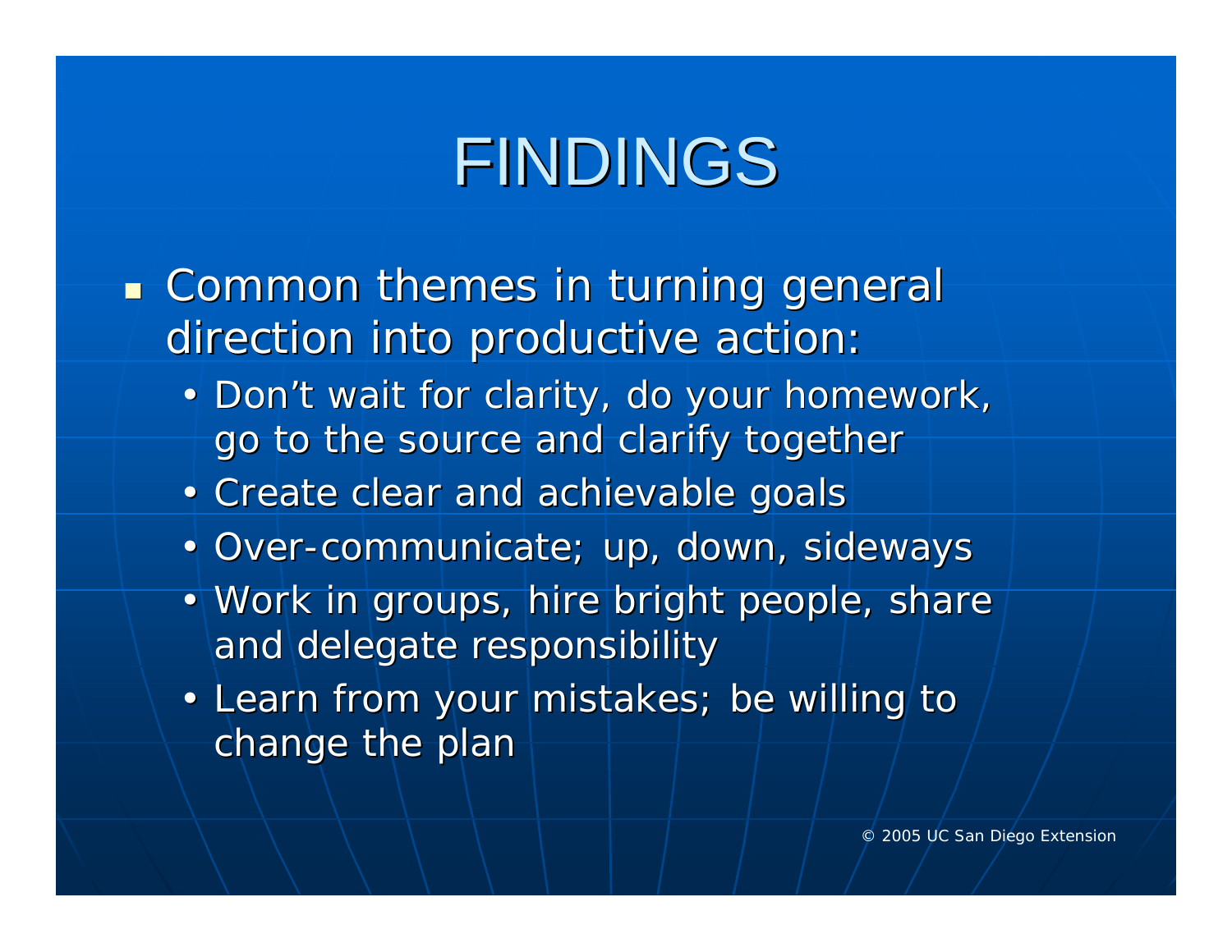# FINDINGS

- Common themes in turning general direction into productive action:
  - Don't wait for clarity, do your homework, go to the source and clarify together
  - Create clear and achievable goals
  - Over-communicate; up, down, sideways
  - Work in groups, hire bright people, share and delegate responsibility
  - Learn from your mistakes; be willing to change the plan

© 2005 UC San Diego Extension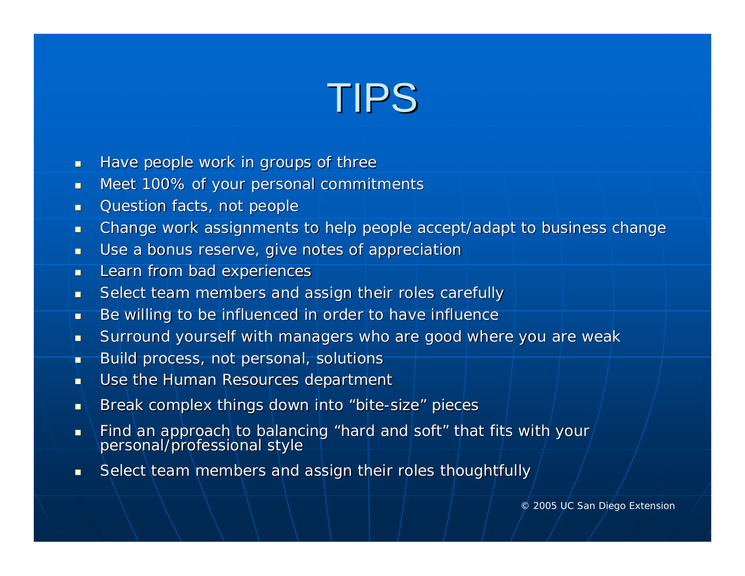# TIPS

- Have people work in groups of three
- Meet 100% of your personal commitments
- Question facts, not people
- Change work assignments to help people accept/adapt to business change
- Use a bonus reserve, give notes of appreciation
- Learn from bad experiences
- Select team members and assign their roles carefully
- Be willing to be influenced in order to have influence
- Surround yourself with managers who are good where you are weak
- Build process, not personal, solutions
- Use the Human Resources department
- Break complex things down into "bite-size" pieces
- Find an approach to balancing "hard and soft" that fits with your personal/professional style
- Select team members and assign their roles thoughtfully

© 2005 UC San Diego Extension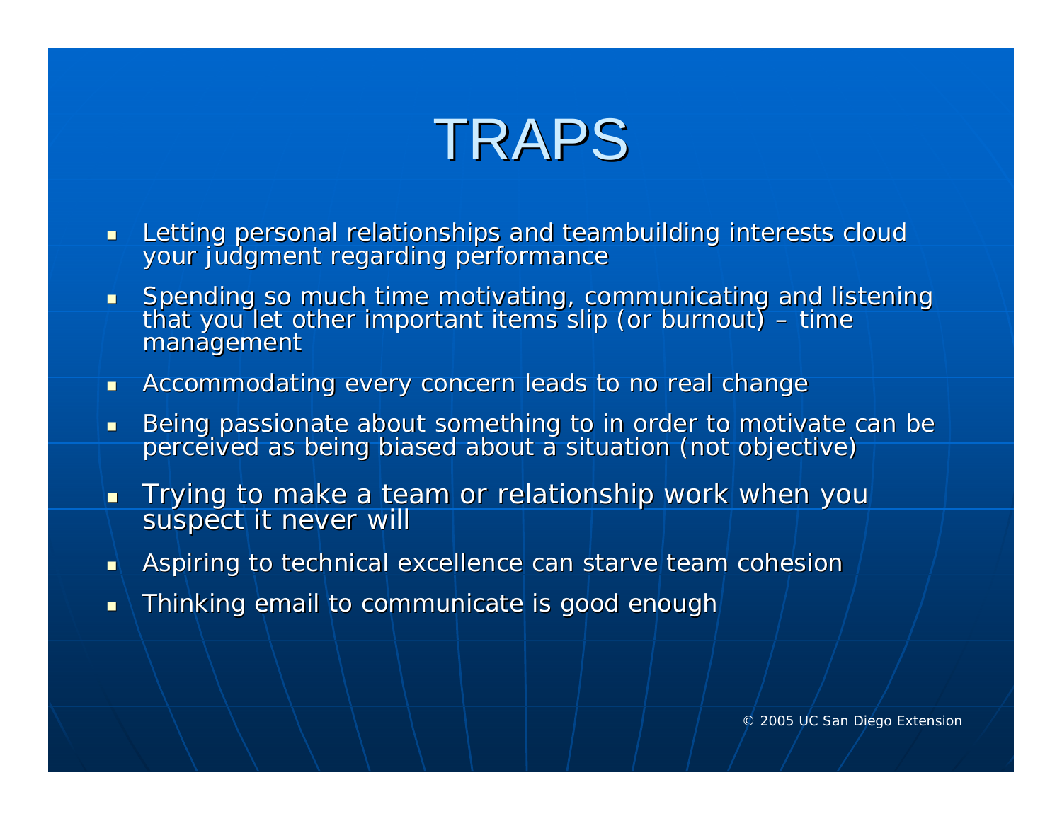# TRAPS

- Letting personal relationships and teambuilding interests cloud your judgment regarding performance
- Spending so much time motivating, communicating and listening that you let other important items slip (or burnout) – time management
- Accommodating every concern leads to no real change
- Being passionate about something to in order to motivate can be perceived as being biased about a situation (not objective)
- Trying to make a team or relationship work when you suspect it never will
- Aspiring to technical excellence can starve team cohesion
- Thinking email to communicate is good enough

© 2005 UC San Diego Extension